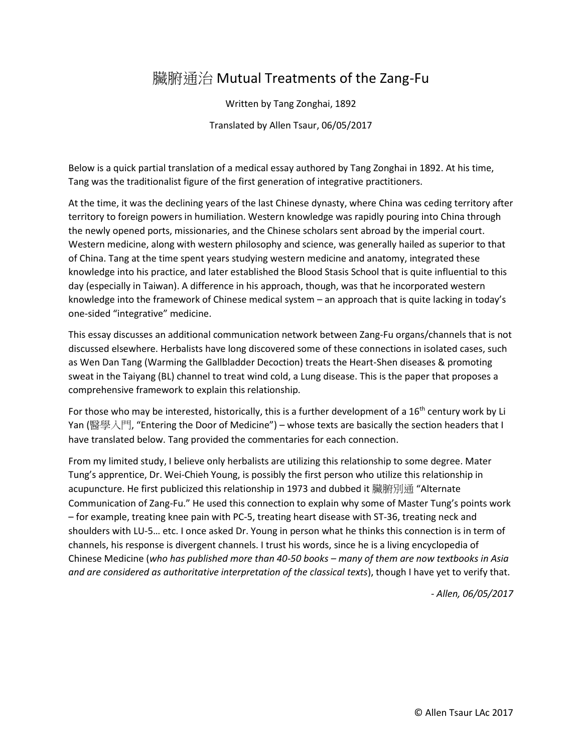# 臟腑通治 Mutual Treatments of the Zang-Fu

Written by Tang Zonghai, 1892

Translated by Allen Tsaur, 06/05/2017

Below is a quick partial translation of a medical essay authored by Tang Zonghai in 1892. At his time, Tang was the traditionalist figure of the first generation of integrative practitioners.

At the time, it was the declining years of the last Chinese dynasty, where China was ceding territory after territory to foreign powers in humiliation. Western knowledge was rapidly pouring into China through the newly opened ports, missionaries, and the Chinese scholars sent abroad by the imperial court. Western medicine, along with western philosophy and science, was generally hailed as superior to that of China. Tang at the time spent years studying western medicine and anatomy, integrated these knowledge into his practice, and later established the Blood Stasis School that is quite influential to this day (especially in Taiwan). A difference in his approach, though, was that he incorporated western knowledge into the framework of Chinese medical system – an approach that is quite lacking in today's one-sided "integrative" medicine.

This essay discusses an additional communication network between Zang-Fu organs/channels that is not discussed elsewhere. Herbalists have long discovered some of these connections in isolated cases, such as Wen Dan Tang (Warming the Gallbladder Decoction) treats the Heart-Shen diseases & promoting sweat in the Taiyang (BL) channel to treat wind cold, a Lung disease. This is the paper that proposes a comprehensive framework to explain this relationship.

For those who may be interested, historically, this is a further development of a 16th century work by Li Yan (醫學入門, "Entering the Door of Medicine") – whose texts are basically the section headers that I have translated below. Tang provided the commentaries for each connection.

From my limited study, I believe only herbalists are utilizing this relationship to some degree. Mater Tung's apprentice, Dr. Wei-Chieh Young, is possibly the first person who utilize this relationship in acupuncture. He first publicized this relationship in 1973 and dubbed it 臟腑別通 "Alternate Communication of Zang-Fu." He used this connection to explain why some of Master Tung's points work – for example, treating knee pain with PC-5, treating heart disease with ST-36, treating neck and shoulders with LU-5… etc. I once asked Dr. Young in person what he thinks this connection is in term of channels, his response is divergent channels. I trust his words, since he is a living encyclopedia of Chinese Medicine (*who has published more than 40-50 books – many of them are now textbooks in Asia and are considered as authoritative interpretation of the classical texts*), though I have yet to verify that.

*- Allen, 06/05/2017*

© Allen Tsaur LAc 2017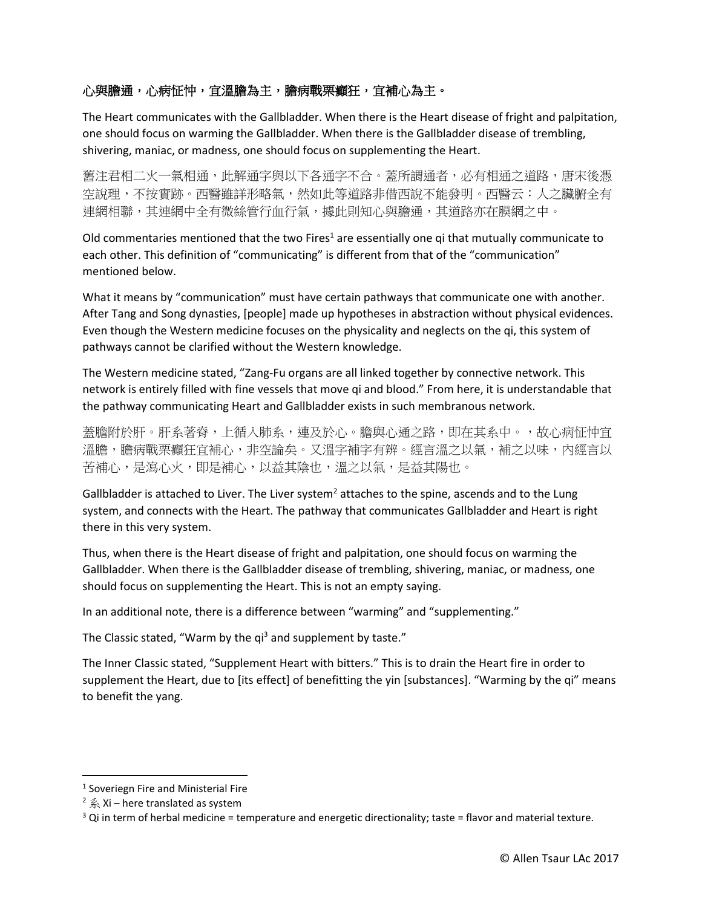**心與膽通，心病怔忡，宜溫膽為主，膽病戰栗癲狂，宜補心為主。**

The Heart communicates with the Gallbladder. When there is the Heart disease of fright and palpitation, one should focus on warming the Gallbladder. When there is the Gallbladder disease of trembling, shivering, maniac, or madness, one should focus on supplementing the Heart.

舊注君相二火一氣相通，此解通字與以下各通字不合。蓋所謂通者，必有相通之道路，唐宋後憑空說理，不按實跡。西醫雖詳形略氣，然如此等道路非借西說不能發明。西醫云：人之臟腑全有連網相聯，其連網中全有微絲管行血行氣，據此則知心與膽通，其道路亦在膜網之中。

Old commentaries mentioned that the two Fires[1] are essentially one qi that mutually communicate to each other. This definition of "communicating" is different from that of the "communication" mentioned below.

What it means by "communication" must have certain pathways that communicate one with another. After Tang and Song dynasties, [people] made up hypotheses in abstraction without physical evidences. Even though the Western medicine focuses on the physicality and neglects on the qi, this system of pathways cannot be clarified without the Western knowledge.

The Western medicine stated, "Zang-Fu organs are all linked together by connective network. This network is entirely filled with fine vessels that move qi and blood." From here, it is understandable that the pathway communicating Heart and Gallbladder exists in such membranous network.

蓋膽附於肝。肝系著脊，上循入肺系，連及於心。膽與心通之路，即在其系中。，故心病怔忡宜溫膽，膽病戰栗癲狂宜補心，非空論矣。又溫字補字有辨。經言溫之以氣，補之以味，內經言以苦補心，是瀉心火，即是補心，以益其陰也，溫之以氣，是益其陽也。

Gallbladder is attached to Liver. The Liver system[2] attaches to the spine, ascends and to the Lung system, and connects with the Heart. The pathway that communicates Gallbladder and Heart is right there in this very system.

Thus, when there is the Heart disease of fright and palpitation, one should focus on warming the Gallbladder. When there is the Gallbladder disease of trembling, shivering, maniac, or madness, one should focus on supplementing the Heart. This is not an empty saying.

In an additional note, there is a difference between "warming" and "supplementing."

The Classic stated, "Warm by the qi[3] and supplement by taste."

The Inner Classic stated, "Supplement Heart with bitters." This is to drain the Heart fire in order to supplement the Heart, due to [its effect] of benefitting the yin [substances]. "Warming by the qi" means to benefit the yang.

---

[1] Soveriegn Fire and Ministerial Fire

[2] 系 Xi – here translated as system

[3] Qi in term of herbal medicine = temperature and energetic directionality; taste = flavor and material texture.

© Allen Tsaur LAc 2017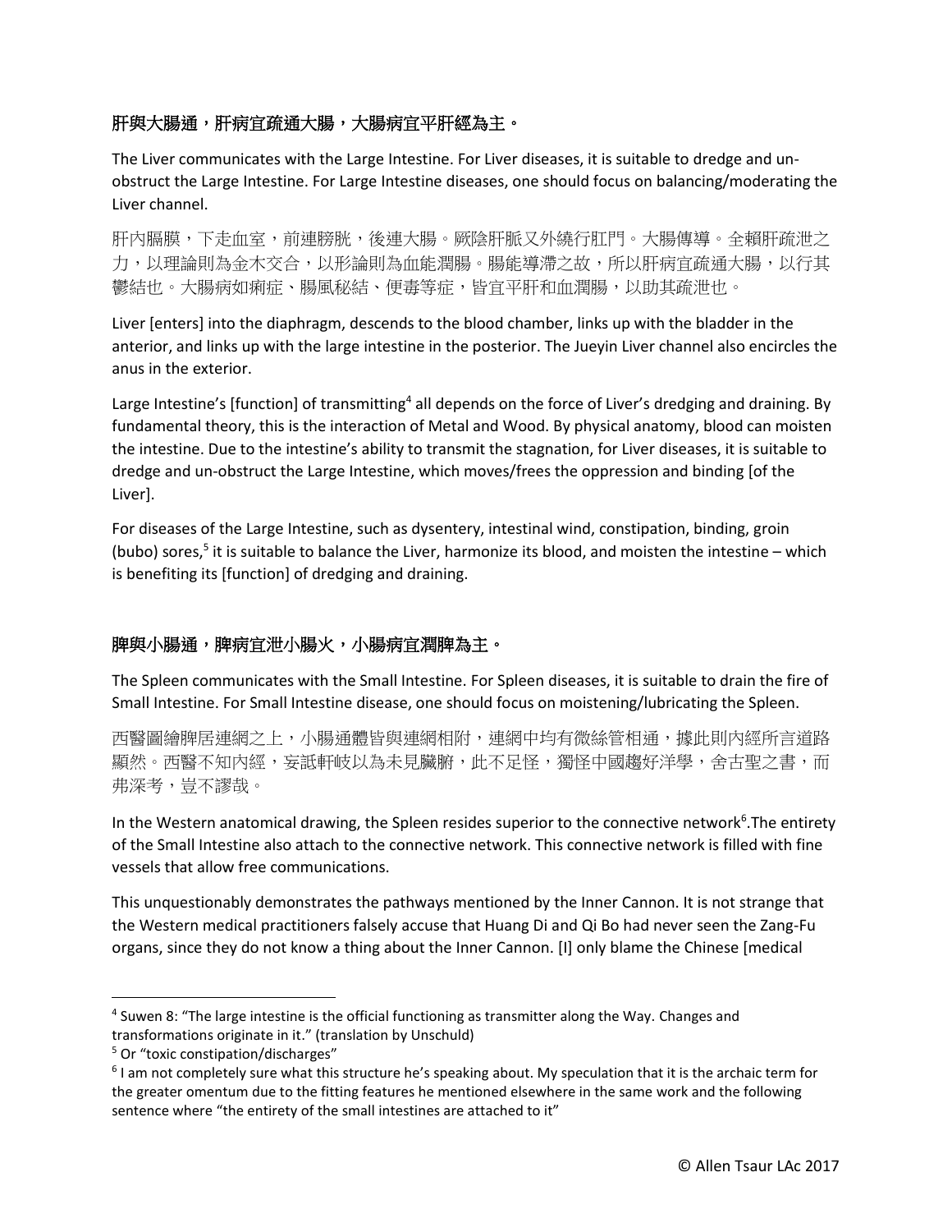**肝與大腸通，肝病宜疏通大腸，大腸病宜平肝經為主。**

The Liver communicates with the Large Intestine. For Liver diseases, it is suitable to dredge and un-obstruct the Large Intestine. For Large Intestine diseases, one should focus on balancing/moderating the Liver channel.

肝內膈膜，下走血室，前連膀胱，後連大腸。厥陰肝脈又外繞行肛門。大腸傳導。全賴肝疏泄之力，以理論則為金木交合，以形論則為血能潤腸。腸能導滯之故，所以肝病宜疏通大腸，以行其鬱結也。大腸病如痢症、腸風秘結、便毒等症，皆宜平肝和血潤腸，以助其疏泄也。

Liver [enters] into the diaphragm, descends to the blood chamber, links up with the bladder in the anterior, and links up with the large intestine in the posterior. The Jueyin Liver channel also encircles the anus in the exterior.

Large Intestine's [function] of transmitting[4] all depends on the force of Liver's dredging and draining. By fundamental theory, this is the interaction of Metal and Wood. By physical anatomy, blood can moisten the intestine. Due to the intestine's ability to transmit the stagnation, for Liver diseases, it is suitable to dredge and un-obstruct the Large Intestine, which moves/frees the oppression and binding [of the Liver].

For diseases of the Large Intestine, such as dysentery, intestinal wind, constipation, binding, groin (bubo) sores,[5] it is suitable to balance the Liver, harmonize its blood, and moisten the intestine – which is benefiting its [function] of dredging and draining.

**脾與小腸通，脾病宜泄小腸火，小腸病宜潤脾為主。**

The Spleen communicates with the Small Intestine. For Spleen diseases, it is suitable to drain the fire of Small Intestine. For Small Intestine disease, one should focus on moistening/lubricating the Spleen.

西醫圖繪脾居連網之上，小腸通體皆與連網相附，連網中均有微絲管相通，據此則內經所言道路顯然。西醫不知內經，妄詆軒岐以為未見臟腑，此不足怪，獨怪中國趨好洋學，舍古聖之書，而弗深考，豈不謬哉。

In the Western anatomical drawing, the Spleen resides superior to the connective network[6]. The entirety of the Small Intestine also attach to the connective network. This connective network is filled with fine vessels that allow free communications.

This unquestionably demonstrates the pathways mentioned by the Inner Cannon. It is not strange that the Western medical practitioners falsely accuse that Huang Di and Qi Bo had never seen the Zang-Fu organs, since they do not know a thing about the Inner Cannon. [I] only blame the Chinese [medical

---

[4] Suwen 8: "The large intestine is the official functioning as transmitter along the Way. Changes and transformations originate in it." (translation by Unschuld)

[5] Or "toxic constipation/discharges"

[6] I am not completely sure what this structure he's speaking about. My speculation that it is the archaic term for the greater omentum due to the fitting features he mentioned elsewhere in the same work and the following sentence where "the entirety of the small intestines are attached to it"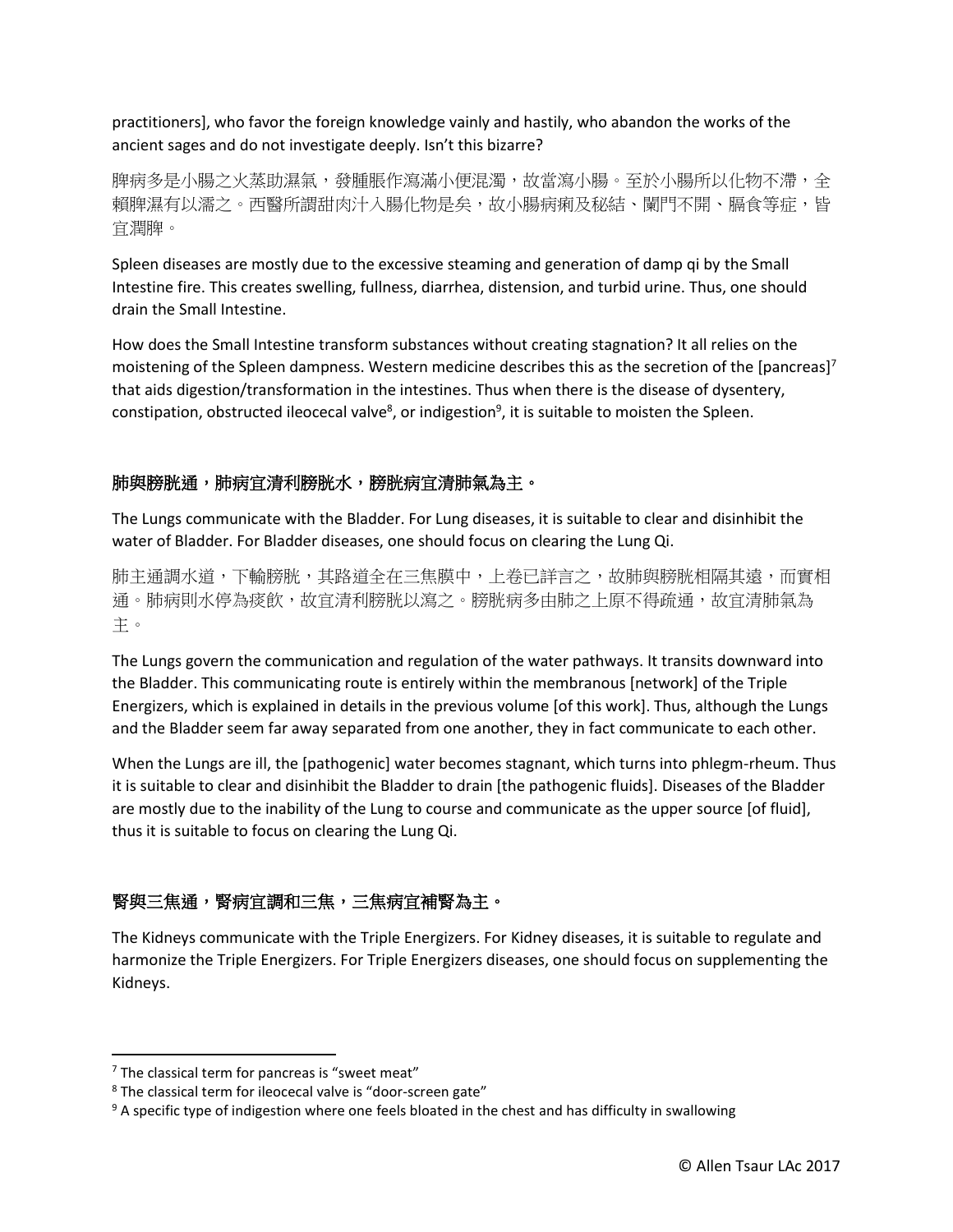practitioners], who favor the foreign knowledge vainly and hastily, who abandon the works of the ancient sages and do not investigate deeply. Isn't this bizarre?

脾病多是小腸之火蒸助濕氣，發腫脹作瀉滿小便混濁，故當瀉小腸。至於小腸所以化物不滯，全賴脾濕有以濡之。西醫所謂甜肉汁入腸化物是矣，故小腸病痢及秘結、闌門不開、膈食等症，皆宜潤脾。

Spleen diseases are mostly due to the excessive steaming and generation of damp qi by the Small Intestine fire. This creates swelling, fullness, diarrhea, distension, and turbid urine. Thus, one should drain the Small Intestine.

How does the Small Intestine transform substances without creating stagnation? It all relies on the moistening of the Spleen dampness. Western medicine describes this as the secretion of the [pancreas][7] that aids digestion/transformation in the intestines. Thus when there is the disease of dysentery, constipation, obstructed ileocecal valve[8], or indigestion[9], it is suitable to moisten the Spleen.

**肺與膀胱通，肺病宜清利膀胱水，膀胱病宜清肺氣為主。**

The Lungs communicate with the Bladder. For Lung diseases, it is suitable to clear and disinhibit the water of Bladder. For Bladder diseases, one should focus on clearing the Lung Qi.

肺主通調水道，下輸膀胱，其路道全在三焦膜中，上卷已詳言之，故肺與膀胱相隔其遠，而實相通。肺病則水停為痰飲，故宜清利膀胱以瀉之。膀胱病多由肺之上原不得疏通，故宜清肺氣為主。

The Lungs govern the communication and regulation of the water pathways. It transits downward into the Bladder. This communicating route is entirely within the membranous [network] of the Triple Energizers, which is explained in details in the previous volume [of this work]. Thus, although the Lungs and the Bladder seem far away separated from one another, they in fact communicate to each other.

When the Lungs are ill, the [pathogenic] water becomes stagnant, which turns into phlegm-rheum. Thus it is suitable to clear and disinhibit the Bladder to drain [the pathogenic fluids]. Diseases of the Bladder are mostly due to the inability of the Lung to course and communicate as the upper source [of fluid], thus it is suitable to focus on clearing the Lung Qi.

**腎與三焦通，腎病宜調和三焦，三焦病宜補腎為主。**

The Kidneys communicate with the Triple Energizers. For Kidney diseases, it is suitable to regulate and harmonize the Triple Energizers. For Triple Energizers diseases, one should focus on supplementing the Kidneys.

---

[7] The classical term for pancreas is "sweet meat"

[8] The classical term for ileocecal valve is "door-screen gate"

[9] A specific type of indigestion where one feels bloated in the chest and has difficulty in swallowing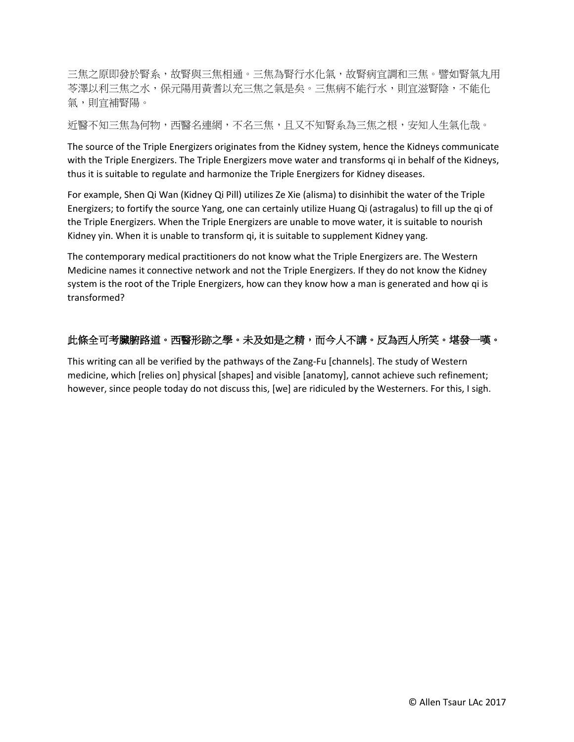三焦之原即發於腎系，故腎與三焦相通。三焦為腎行水化氣，故腎病宜調和三焦。譬如腎氣丸用苓澤以利三焦之水，保元陽用黃耆以充三焦之氣是矣。三焦病不能行水，則宜滋腎陰，不能化氣，則宜補腎陽。

近醫不知三焦為何物，西醫名連網，不名三焦，且又不知腎系為三焦之根，安知人生氣化哉。

The source of the Triple Energizers originates from the Kidney system, hence the Kidneys communicate with the Triple Energizers. The Triple Energizers move water and transforms qi in behalf of the Kidneys, thus it is suitable to regulate and harmonize the Triple Energizers for Kidney diseases.

For example, Shen Qi Wan (Kidney Qi Pill) utilizes Ze Xie (alisma) to disinhibit the water of the Triple Energizers; to fortify the source Yang, one can certainly utilize Huang Qi (astragalus) to fill up the qi of the Triple Energizers. When the Triple Energizers are unable to move water, it is suitable to nourish Kidney yin. When it is unable to transform qi, it is suitable to supplement Kidney yang.

The contemporary medical practitioners do not know what the Triple Energizers are. The Western Medicine names it connective network and not the Triple Energizers. If they do not know the Kidney system is the root of the Triple Energizers, how can they know how a man is generated and how qi is transformed?

**此條全可考臟腑路道。西醫形跡之學。未及如是之精，而今人不講。反為西人所笑。堪發一嘆。**

This writing can all be verified by the pathways of the Zang-Fu [channels]. The study of Western medicine, which [relies on] physical [shapes] and visible [anatomy], cannot achieve such refinement; however, since people today do not discuss this, [we] are ridiculed by the Westerners. For this, I sigh.

© Allen Tsaur LAc 2017